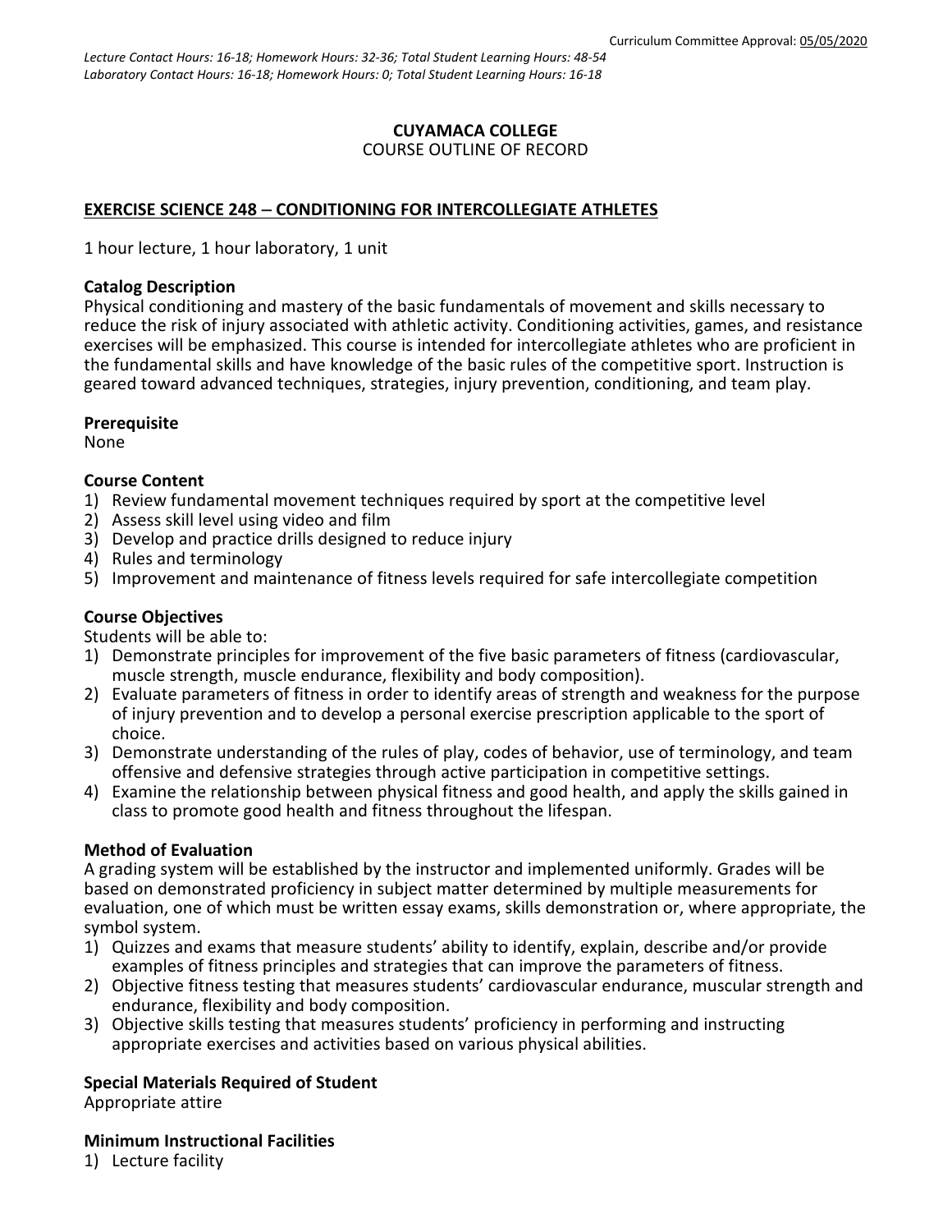Curriculum Committee Approval: 05/05/2020

*Lecture Contact Hours: 16-18; Homework Hours: 32-36; Total Student Learning Hours: 48-54*
*Laboratory Contact Hours: 16-18; Homework Hours: 0; Total Student Learning Hours: 16-18*

**CUYAMACA COLLEGE**
COURSE OUTLINE OF RECORD

## EXERCISE SCIENCE 248 – CONDITIONING FOR INTERCOLLEGIATE ATHLETES

1 hour lecture, 1 hour laboratory, 1 unit

### Catalog Description

Physical conditioning and mastery of the basic fundamentals of movement and skills necessary to reduce the risk of injury associated with athletic activity. Conditioning activities, games, and resistance exercises will be emphasized. This course is intended for intercollegiate athletes who are proficient in the fundamental skills and have knowledge of the basic rules of the competitive sport. Instruction is geared toward advanced techniques, strategies, injury prevention, conditioning, and team play.

### Prerequisite

None

### Course Content

1) Review fundamental movement techniques required by sport at the competitive level
2) Assess skill level using video and film
3) Develop and practice drills designed to reduce injury
4) Rules and terminology
5) Improvement and maintenance of fitness levels required for safe intercollegiate competition

### Course Objectives

Students will be able to:

1) Demonstrate principles for improvement of the five basic parameters of fitness (cardiovascular, muscle strength, muscle endurance, flexibility and body composition).
2) Evaluate parameters of fitness in order to identify areas of strength and weakness for the purpose of injury prevention and to develop a personal exercise prescription applicable to the sport of choice.
3) Demonstrate understanding of the rules of play, codes of behavior, use of terminology, and team offensive and defensive strategies through active participation in competitive settings.
4) Examine the relationship between physical fitness and good health, and apply the skills gained in class to promote good health and fitness throughout the lifespan.

### Method of Evaluation

A grading system will be established by the instructor and implemented uniformly. Grades will be based on demonstrated proficiency in subject matter determined by multiple measurements for evaluation, one of which must be written essay exams, skills demonstration or, where appropriate, the symbol system.

1) Quizzes and exams that measure students' ability to identify, explain, describe and/or provide examples of fitness principles and strategies that can improve the parameters of fitness.
2) Objective fitness testing that measures students' cardiovascular endurance, muscular strength and endurance, flexibility and body composition.
3) Objective skills testing that measures students' proficiency in performing and instructing appropriate exercises and activities based on various physical abilities.

### Special Materials Required of Student

Appropriate attire

### Minimum Instructional Facilities

1) Lecture facility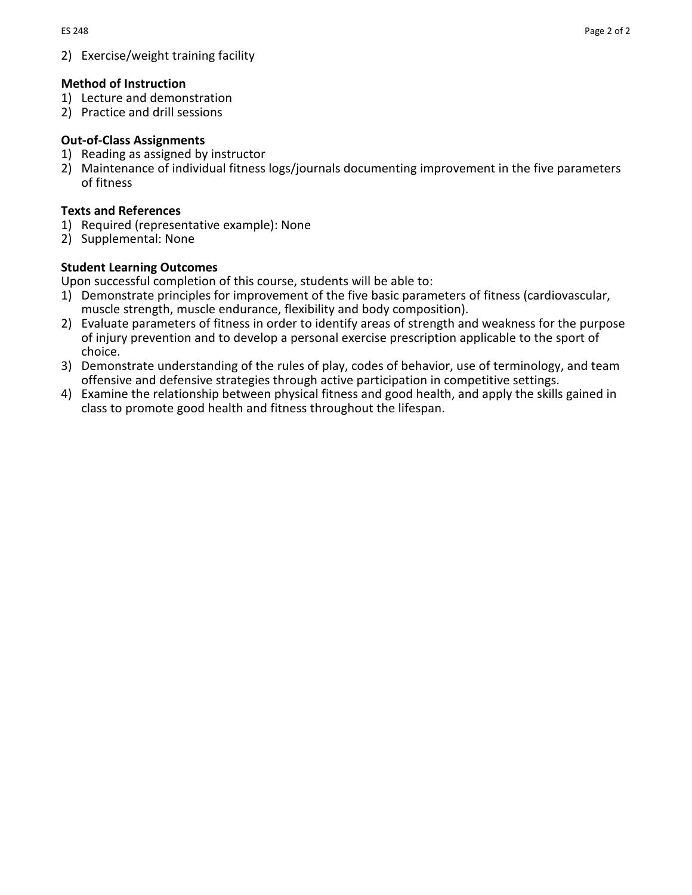2) Exercise/weight training facility

**Method of Instruction**
1) Lecture and demonstration
2) Practice and drill sessions

**Out-of-Class Assignments**
1) Reading as assigned by instructor
2) Maintenance of individual fitness logs/journals documenting improvement in the five parameters of fitness

**Texts and References**
1) Required (representative example): None
2) Supplemental: None

**Student Learning Outcomes**
Upon successful completion of this course, students will be able to:
1) Demonstrate principles for improvement of the five basic parameters of fitness (cardiovascular, muscle strength, muscle endurance, flexibility and body composition).
2) Evaluate parameters of fitness in order to identify areas of strength and weakness for the purpose of injury prevention and to develop a personal exercise prescription applicable to the sport of choice.
3) Demonstrate understanding of the rules of play, codes of behavior, use of terminology, and team offensive and defensive strategies through active participation in competitive settings.
4) Examine the relationship between physical fitness and good health, and apply the skills gained in class to promote good health and fitness throughout the lifespan.